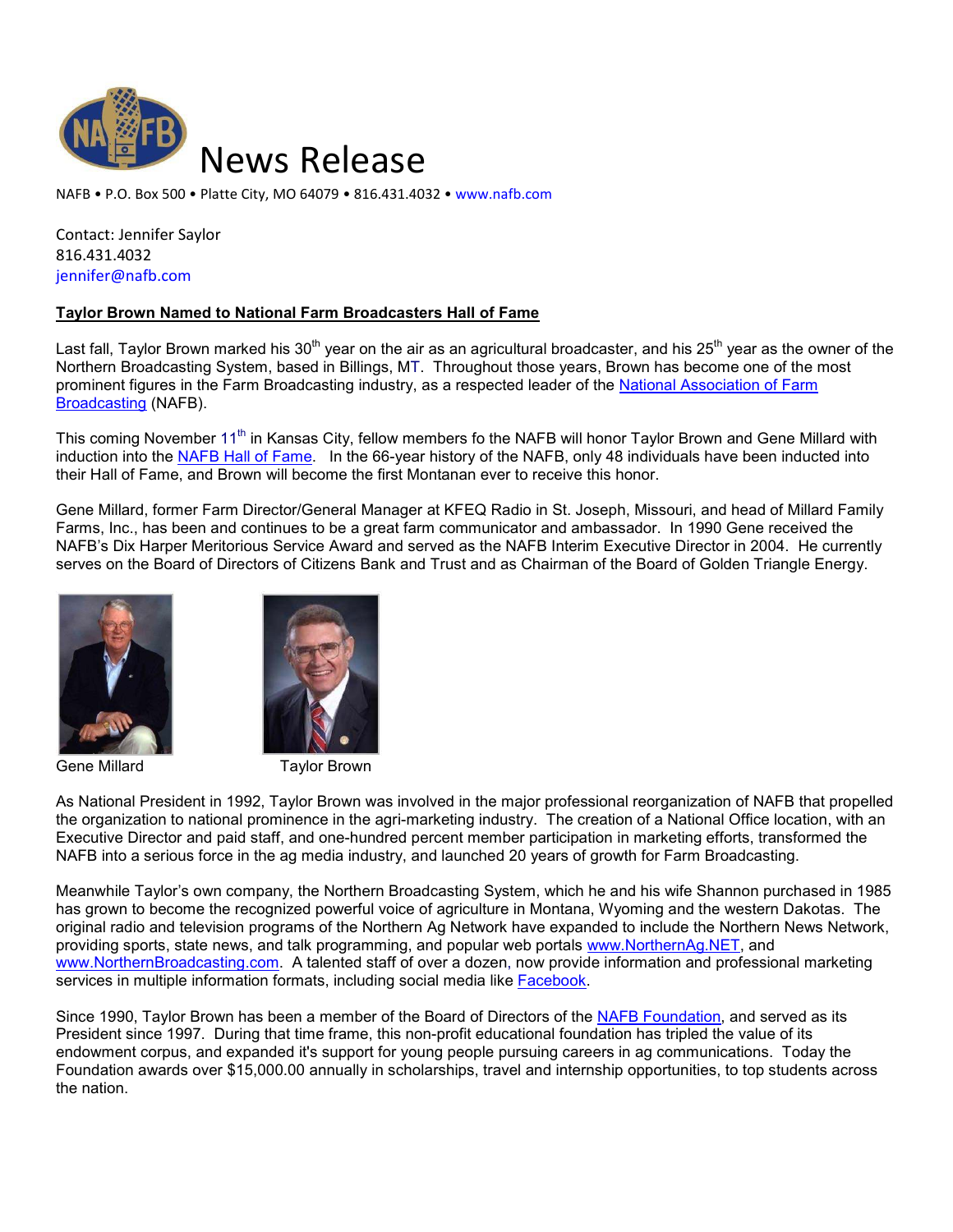# News Release

NAFB • P.O. Box 500 • Platte City, MO 64079 • 816.431.4032 • www.nafb.com

Contact: Jennifer Saylor
816.431.4032
jennifer@nafb.com

**Taylor Brown Named to National Farm Broadcasters Hall of Fame**

Last fall, Taylor Brown marked his 30th year on the air as an agricultural broadcaster, and his 25th year as the owner of the Northern Broadcasting System, based in Billings, MT. Throughout those years, Brown has become one of the most prominent figures in the Farm Broadcasting industry, as a respected leader of the National Association of Farm Broadcasting (NAFB).

This coming November 11th in Kansas City, fellow members fo the NAFB will honor Taylor Brown and Gene Millard with induction into the NAFB Hall of Fame. In the 66-year history of the NAFB, only 48 individuals have been inducted into their Hall of Fame, and Brown will become the first Montanan ever to receive this honor.

Gene Millard, former Farm Director/General Manager at KFEQ Radio in St. Joseph, Missouri, and head of Millard Family Farms, Inc., has been and continues to be a great farm communicator and ambassador. In 1990 Gene received the NAFB's Dix Harper Meritorious Service Award and served as the NAFB Interim Executive Director in 2004. He currently serves on the Board of Directors of Citizens Bank and Trust and as Chairman of the Board of Golden Triangle Energy.

Gene Millard

Taylor Brown

As National President in 1992, Taylor Brown was involved in the major professional reorganization of NAFB that propelled the organization to national prominence in the agri-marketing industry. The creation of a National Office location, with an Executive Director and paid staff, and one-hundred percent member participation in marketing efforts, transformed the NAFB into a serious force in the ag media industry, and launched 20 years of growth for Farm Broadcasting.

Meanwhile Taylor's own company, the Northern Broadcasting System, which he and his wife Shannon purchased in 1985 has grown to become the recognized powerful voice of agriculture in Montana, Wyoming and the western Dakotas. The original radio and television programs of the Northern Ag Network have expanded to include the Northern News Network, providing sports, state news, and talk programming, and popular web portals www.NorthernAg.NET, and www.NorthernBroadcasting.com. A talented staff of over a dozen, now provide information and professional marketing services in multiple information formats, including social media like Facebook.

Since 1990, Taylor Brown has been a member of the Board of Directors of the NAFB Foundation, and served as its President since 1997. During that time frame, this non-profit educational foundation has tripled the value of its endowment corpus, and expanded it's support for young people pursuing careers in ag communications. Today the Foundation awards over $15,000.00 annually in scholarships, travel and internship opportunities, to top students across the nation.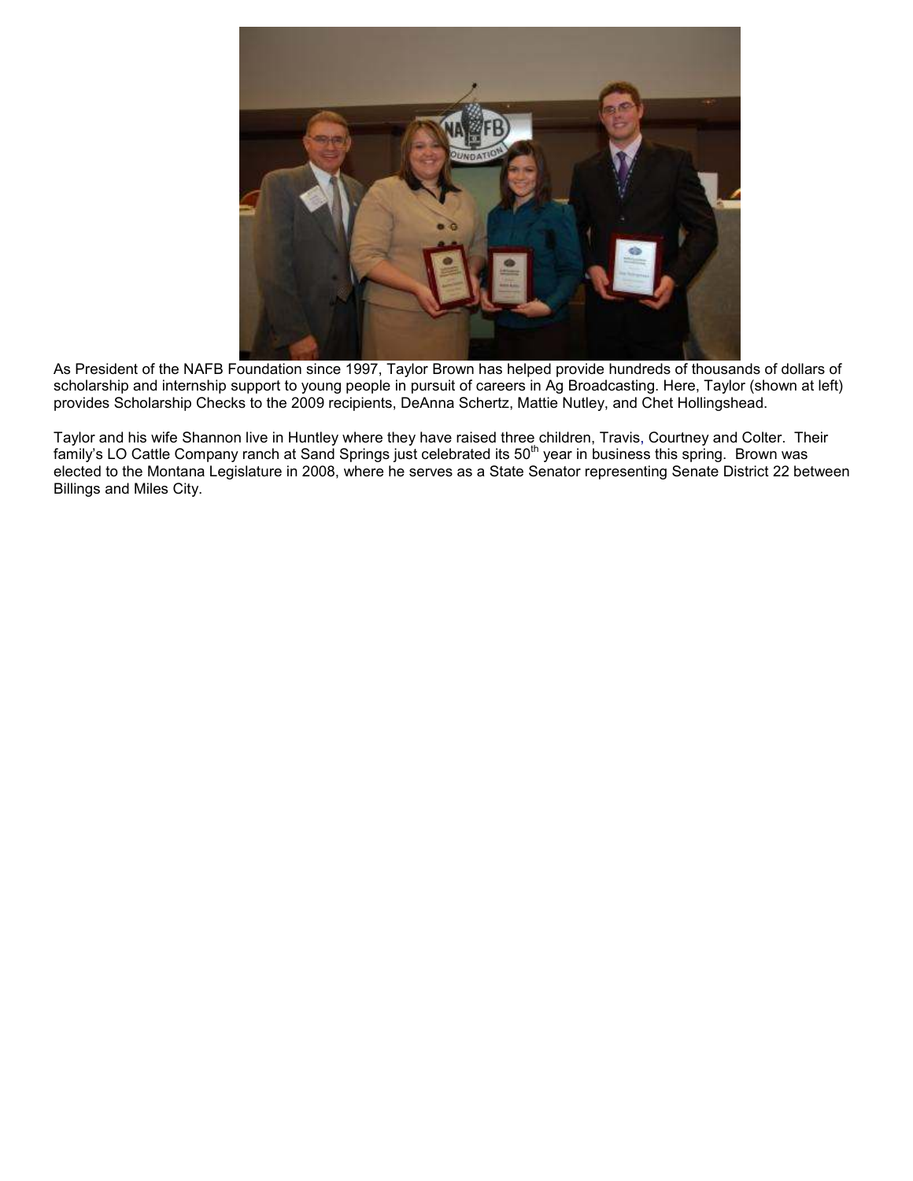As President of the NAFB Foundation since 1997, Taylor Brown has helped provide hundreds of thousands of dollars of scholarship and internship support to young people in pursuit of careers in Ag Broadcasting. Here, Taylor (shown at left) provides Scholarship Checks to the 2009 recipients, DeAnna Schertz, Mattie Nutley, and Chet Hollingshead.

Taylor and his wife Shannon live in Huntley where they have raised three children, Travis, Courtney and Colter. Their family's LO Cattle Company ranch at Sand Springs just celebrated its 50th year in business this spring. Brown was elected to the Montana Legislature in 2008, where he serves as a State Senator representing Senate District 22 between Billings and Miles City.